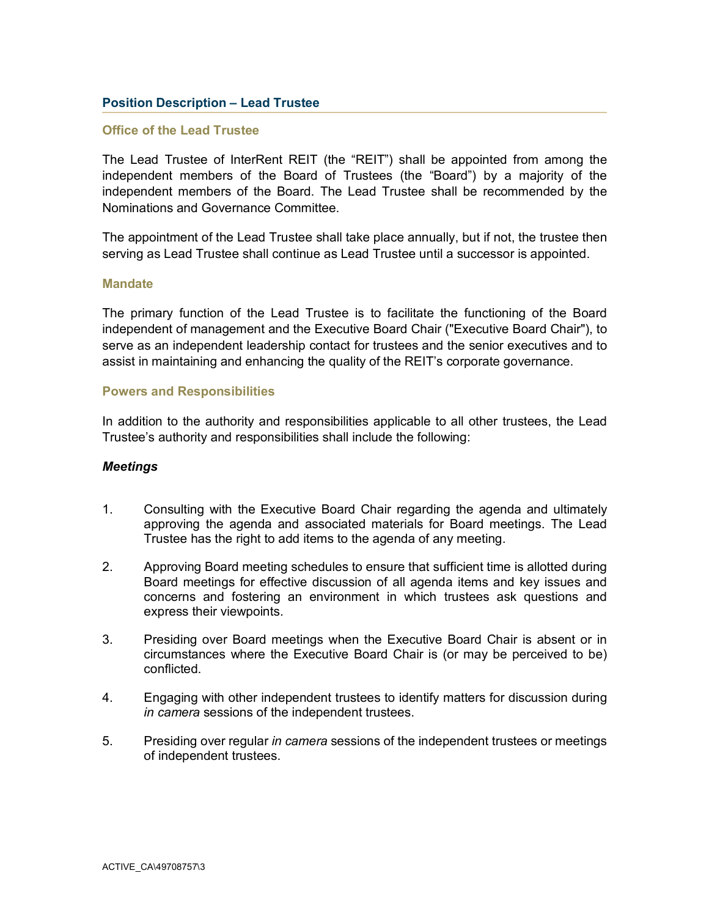## Position Description – Lead Trustee

### Office of the Lead Trustee

The Lead Trustee of InterRent REIT (the "REIT") shall be appointed from among the independent members of the Board of Trustees (the "Board") by a majority of the independent members of the Board. The Lead Trustee shall be recommended by the Nominations and Governance Committee.

The appointment of the Lead Trustee shall take place annually, but if not, the trustee then serving as Lead Trustee shall continue as Lead Trustee until a successor is appointed.

### Mandate

The primary function of the Lead Trustee is to facilitate the functioning of the Board independent of management and the Executive Board Chair ("Executive Board Chair"), to serve as an independent leadership contact for trustees and the senior executives and to assist in maintaining and enhancing the quality of the REIT's corporate governance.

### Powers and Responsibilities

In addition to the authority and responsibilities applicable to all other trustees, the Lead Trustee's authority and responsibilities shall include the following:

#### *Meetings*

1. Consulting with the Executive Board Chair regarding the agenda and ultimately approving the agenda and associated materials for Board meetings. The Lead Trustee has the right to add items to the agenda of any meeting.

2. Approving Board meeting schedules to ensure that sufficient time is allotted during Board meetings for effective discussion of all agenda items and key issues and concerns and fostering an environment in which trustees ask questions and express their viewpoints.

3. Presiding over Board meetings when the Executive Board Chair is absent or in circumstances where the Executive Board Chair is (or may be perceived to be) conflicted.

4. Engaging with other independent trustees to identify matters for discussion during *in camera* sessions of the independent trustees.

5. Presiding over regular *in camera* sessions of the independent trustees or meetings of independent trustees.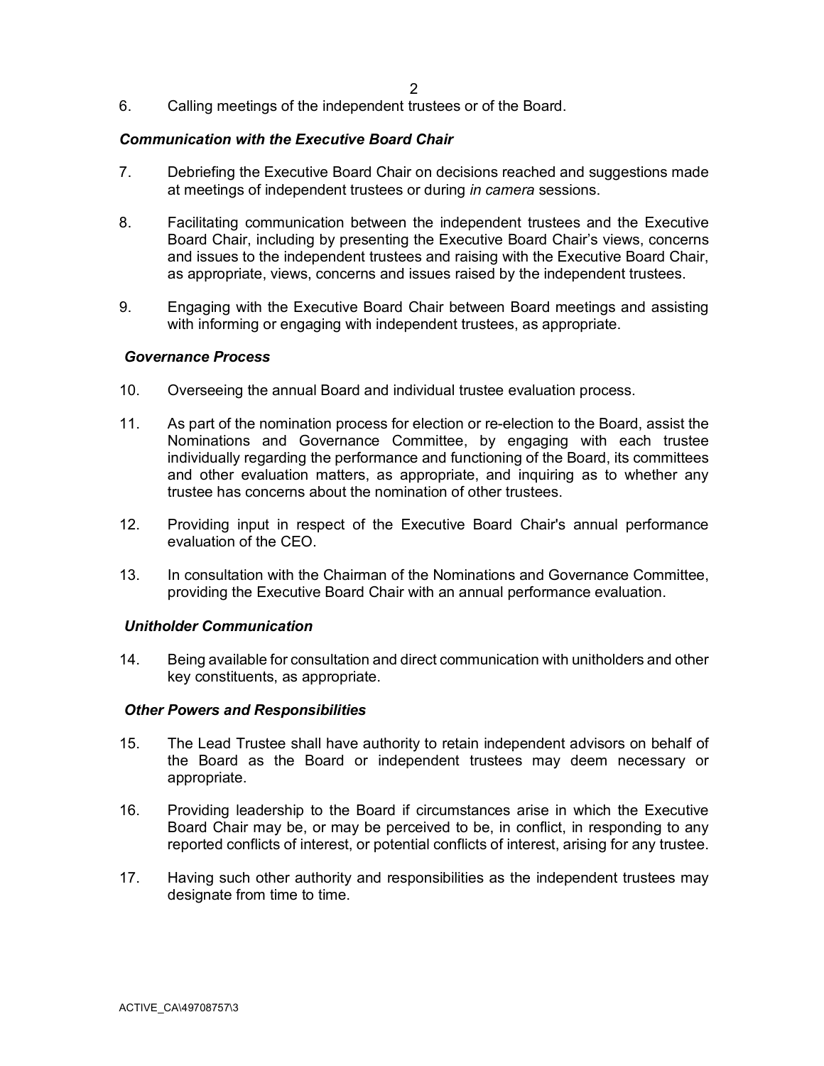6. Calling meetings of the independent trustees or of the Board.

***Communication with the Executive Board Chair***

7. Debriefing the Executive Board Chair on decisions reached and suggestions made at meetings of independent trustees or during *in camera* sessions.

8. Facilitating communication between the independent trustees and the Executive Board Chair, including by presenting the Executive Board Chair's views, concerns and issues to the independent trustees and raising with the Executive Board Chair, as appropriate, views, concerns and issues raised by the independent trustees.

9. Engaging with the Executive Board Chair between Board meetings and assisting with informing or engaging with independent trustees, as appropriate.

***Governance Process***

10. Overseeing the annual Board and individual trustee evaluation process.

11. As part of the nomination process for election or re-election to the Board, assist the Nominations and Governance Committee, by engaging with each trustee individually regarding the performance and functioning of the Board, its committees and other evaluation matters, as appropriate, and inquiring as to whether any trustee has concerns about the nomination of other trustees.

12. Providing input in respect of the Executive Board Chair's annual performance evaluation of the CEO.

13. In consultation with the Chairman of the Nominations and Governance Committee, providing the Executive Board Chair with an annual performance evaluation.

***Unitholder Communication***

14. Being available for consultation and direct communication with unitholders and other key constituents, as appropriate.

***Other Powers and Responsibilities***

15. The Lead Trustee shall have authority to retain independent advisors on behalf of the Board as the Board or independent trustees may deem necessary or appropriate.

16. Providing leadership to the Board if circumstances arise in which the Executive Board Chair may be, or may be perceived to be, in conflict, in responding to any reported conflicts of interest, or potential conflicts of interest, arising for any trustee.

17. Having such other authority and responsibilities as the independent trustees may designate from time to time.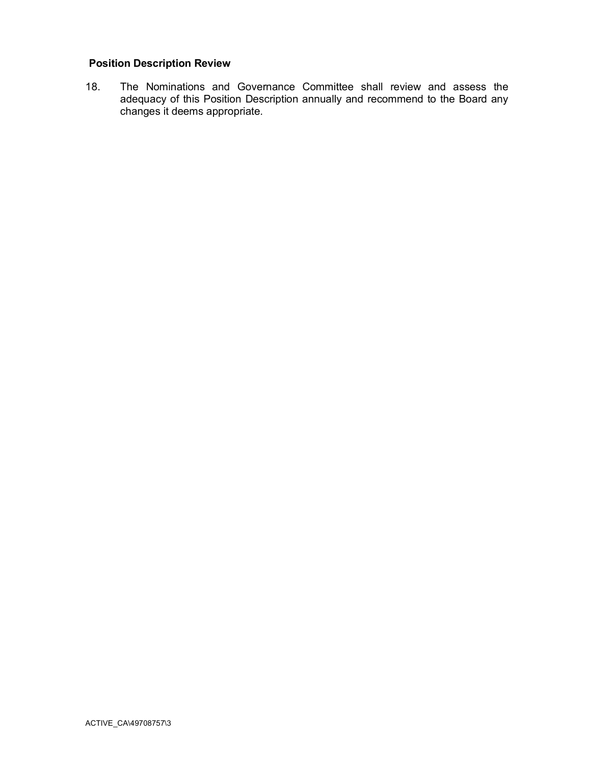**Position Description Review**

18. The Nominations and Governance Committee shall review and assess the adequacy of this Position Description annually and recommend to the Board any changes it deems appropriate.